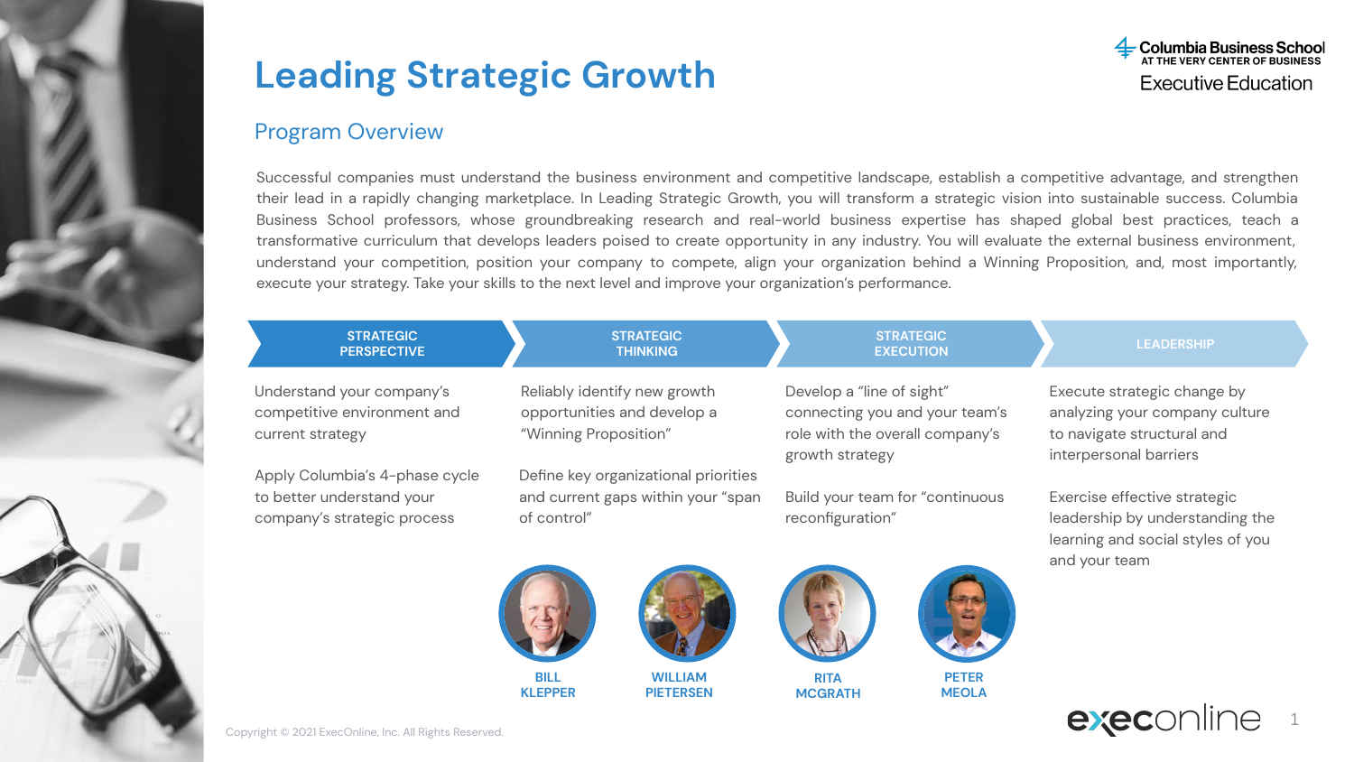# Leading Strategic Growth

Columbia Business School
AT THE VERY CENTER OF BUSINESS
Executive Education

## Program Overview

Successful companies must understand the business environment and competitive landscape, establish a competitive advantage, and strengthen their lead in a rapidly changing marketplace. In Leading Strategic Growth, you will transform a strategic vision into sustainable success. Columbia Business School professors, whose groundbreaking research and real-world business expertise has shaped global best practices, teach a transformative curriculum that develops leaders poised to create opportunity in any industry. You will evaluate the external business environment, understand your competition, position your company to compete, align your organization behind a Winning Proposition, and, most importantly, execute your strategy. Take your skills to the next level and improve your organization's performance.

### STRATEGIC PERSPECTIVE

- Understand your company's competitive environment and current strategy
- Apply Columbia's 4-phase cycle to better understand your company's strategic process

### STRATEGIC THINKING

- Reliably identify new growth opportunities and develop a "Winning Proposition"
- Define key organizational priorities and current gaps within your "span of control"

### STRATEGIC EXECUTION

- Develop a "line of sight" connecting you and your team's role with the overall company's growth strategy
- Build your team for "continuous reconfiguration"

### LEADERSHIP

- Execute strategic change by analyzing your company culture to navigate structural and interpersonal barriers
- Exercise effective strategic leadership by understanding the learning and social styles of you and your team

**BILL KLEPPER** | **WILLIAM PIETERSEN** | **RITA MCGRATH** | **PETER MEOLA**

Copyright © 2021 ExecOnline, Inc. All Rights Reserved.

execonline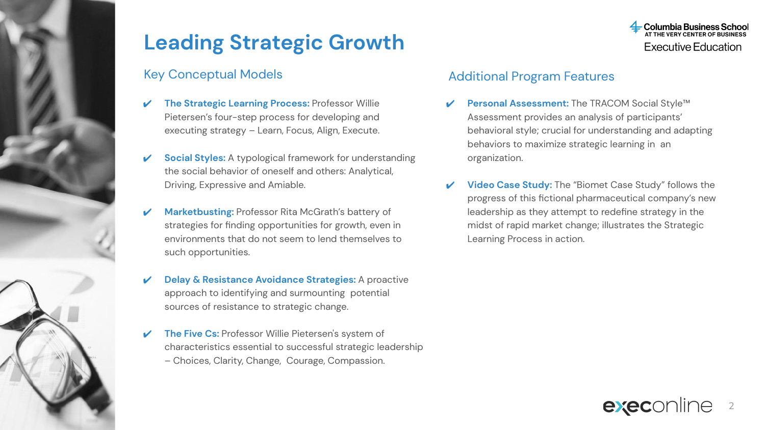# Leading Strategic Growth

## Key Conceptual Models

- **The Strategic Learning Process:** Professor Willie Pietersen's four-step process for developing and executing strategy – Learn, Focus, Align, Execute.
- **Social Styles:** A typological framework for understanding the social behavior of oneself and others: Analytical, Driving, Expressive and Amiable.
- **Marketbusting:** Professor Rita McGrath's battery of strategies for finding opportunities for growth, even in environments that do not seem to lend themselves to such opportunities.
- **Delay & Resistance Avoidance Strategies:** A proactive approach to identifying and surmounting potential sources of resistance to strategic change.
- **The Five Cs:** Professor Willie Pietersen's system of characteristics essential to successful strategic leadership – Choices, Clarity, Change, Courage, Compassion.

## Additional Program Features

- **Personal Assessment:** The TRACOM Social Style™ Assessment provides an analysis of participants' behavioral style; crucial for understanding and adapting behaviors to maximize strategic learning in an organization.
- **Video Case Study:** The "Biomet Case Study" follows the progress of this fictional pharmaceutical company's new leadership as they attempt to redefine strategy in the midst of rapid market change; illustrates the Strategic Learning Process in action.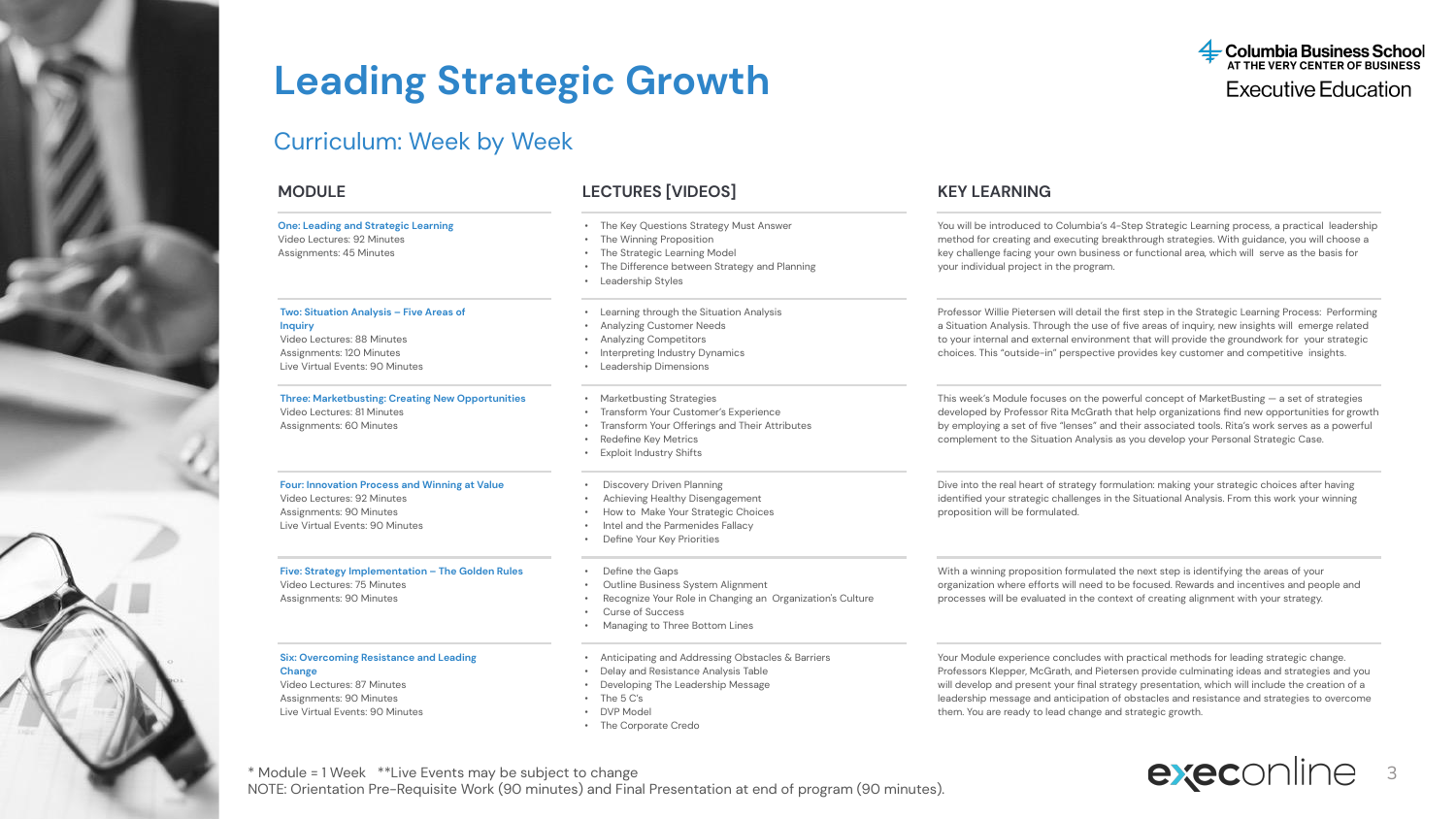# Leading Strategic Growth

Columbia Business School
AT THE VERY CENTER OF BUSINESS
Executive Education

## Curriculum: Week by Week

| MODULE | LECTURES [VIDEOS] | KEY LEARNING |
|---|---|---|
| **One: Leading and Strategic Learning**<br>Video Lectures: 92 Minutes<br>Assignments: 45 Minutes | • The Key Questions Strategy Must Answer<br>• The Winning Proposition<br>• The Strategic Learning Model<br>• The Difference between Strategy and Planning<br>• Leadership Styles | You will be introduced to Columbia's 4-Step Strategic Learning process, a practical leadership method for creating and executing breakthrough strategies. With guidance, you will choose a key challenge facing your own business or functional area, which will serve as the basis for your individual project in the program. |
| **Two: Situation Analysis – Five Areas of Inquiry**<br>Video Lectures: 88 Minutes<br>Assignments: 120 Minutes<br>Live Virtual Events: 90 Minutes | • Learning through the Situation Analysis<br>• Analyzing Customer Needs<br>• Analyzing Competitors<br>• Interpreting Industry Dynamics<br>• Leadership Dimensions | Professor Willie Pietersen will detail the first step in the Strategic Learning Process: Performing a Situation Analysis. Through the use of five areas of inquiry, new insights will emerge related to your internal and external environment that will provide the groundwork for your strategic choices. This "outside-in" perspective provides key customer and competitive insights. |
| **Three: Marketbusting: Creating New Opportunities**<br>Video Lectures: 81 Minutes<br>Assignments: 60 Minutes | • Marketbusting Strategies<br>• Transform Your Customer's Experience<br>• Transform Your Offerings and Their Attributes<br>• Redefine Key Metrics<br>• Exploit Industry Shifts | This week's Module focuses on the powerful concept of MarketBusting — a set of strategies developed by Professor Rita McGrath that help organizations find new opportunities for growth by employing a set of five "lenses" and their associated tools. Rita's work serves as a powerful complement to the Situation Analysis as you develop your Personal Strategic Case. |
| **Four: Innovation Process and Winning at Value**<br>Video Lectures: 92 Minutes<br>Assignments: 90 Minutes<br>Live Virtual Events: 90 Minutes | • Discovery Driven Planning<br>• Achieving Healthy Disengagement<br>• How to Make Your Strategic Choices<br>• Intel and the Parmenides Fallacy<br>• Define Your Key Priorities | Dive into the real heart of strategy formulation: making your strategic choices after having identified your strategic challenges in the Situational Analysis. From this work your winning proposition will be formulated. |
| **Five: Strategy Implementation – The Golden Rules**<br>Video Lectures: 75 Minutes<br>Assignments: 90 Minutes | • Define the Gaps<br>• Outline Business System Alignment<br>• Recognize Your Role in Changing an Organization's Culture<br>• Curse of Success<br>• Managing to Three Bottom Lines | With a winning proposition formulated the next step is identifying the areas of your organization where efforts will need to be focused. Rewards and incentives and people and processes will be evaluated in the context of creating alignment with your strategy. |
| **Six: Overcoming Resistance and Leading Change**<br>Video Lectures: 87 Minutes<br>Assignments: 90 Minutes<br>Live Virtual Events: 90 Minutes | • Anticipating and Addressing Obstacles & Barriers<br>• Delay and Resistance Analysis Table<br>• Developing The Leadership Message<br>• The 5 C's<br>• DVP Model<br>• The Corporate Credo | Your Module experience concludes with practical methods for leading strategic change. Professors Klepper, McGrath, and Pietersen provide culminating ideas and strategies and you will develop and present your final strategy presentation, which will include the creation of a leadership message and anticipation of obstacles and resistance and strategies to overcome them. You are ready to lead change and strategic growth. |

* Module = 1 Week  **Live Events may be subject to change
NOTE: Orientation Pre-Requisite Work (90 minutes) and Final Presentation at end of program (90 minutes).

execonline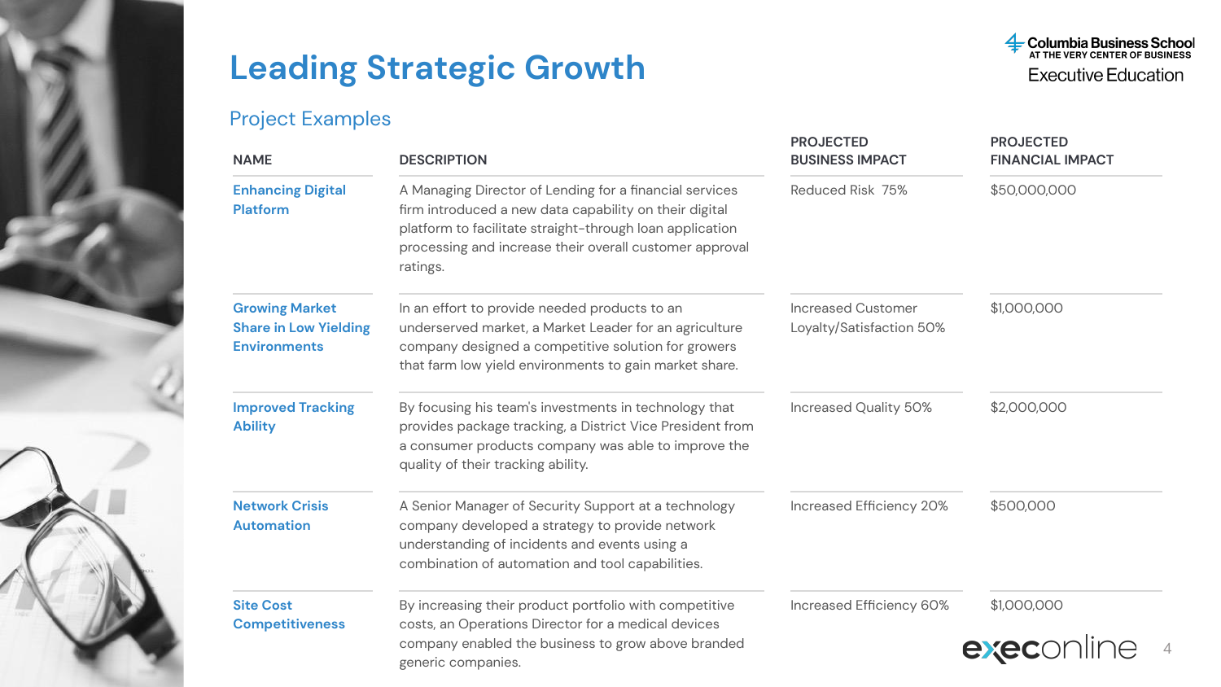# Leading Strategic Growth

## Project Examples

| NAME | DESCRIPTION | PROJECTED BUSINESS IMPACT | PROJECTED FINANCIAL IMPACT |
|---|---|---|---|
| **Enhancing Digital Platform** | A Managing Director of Lending for a financial services firm introduced a new data capability on their digital platform to facilitate straight-through loan application processing and increase their overall customer approval ratings. | Reduced Risk 75% | $50,000,000 |
| **Growing Market Share in Low Yielding Environments** | In an effort to provide needed products to an underserved market, a Market Leader for an agriculture company designed a competitive solution for growers that farm low yield environments to gain market share. | Increased Customer Loyalty/Satisfaction 50% | $1,000,000 |
| **Improved Tracking Ability** | By focusing his team's investments in technology that provides package tracking, a District Vice President from a consumer products company was able to improve the quality of their tracking ability. | Increased Quality 50% | $2,000,000 |
| **Network Crisis Automation** | A Senior Manager of Security Support at a technology company developed a strategy to provide network understanding of incidents and events using a combination of automation and tool capabilities. | Increased Efficiency 20% | $500,000 |
| **Site Cost Competitiveness** | By increasing their product portfolio with competitive costs, an Operations Director for a medical devices company enabled the business to grow above branded generic companies. | Increased Efficiency 60% | $1,000,000 |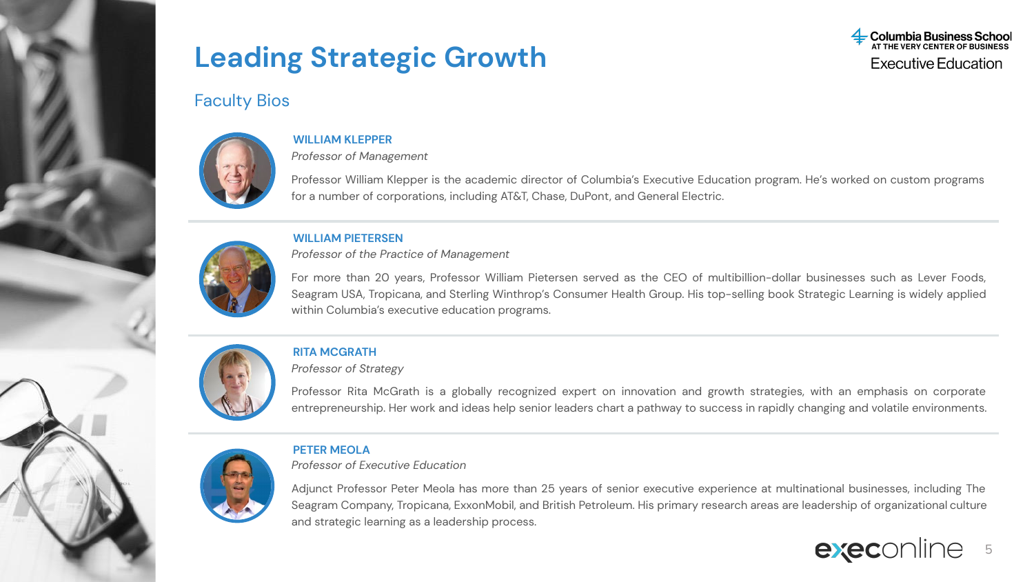# Leading Strategic Growth

## Faculty Bios

### WILLIAM KLEPPER

*Professor of Management*

Professor William Klepper is the academic director of Columbia's Executive Education program. He's worked on custom programs for a number of corporations, including AT&T, Chase, DuPont, and General Electric.

### WILLIAM PIETERSEN

*Professor of the Practice of Management*

For more than 20 years, Professor William Pietersen served as the CEO of multibillion-dollar businesses such as Lever Foods, Seagram USA, Tropicana, and Sterling Winthrop's Consumer Health Group. His top-selling book Strategic Learning is widely applied within Columbia's executive education programs.

### RITA MCGRATH

*Professor of Strategy*

Professor Rita McGrath is a globally recognized expert on innovation and growth strategies, with an emphasis on corporate entrepreneurship. Her work and ideas help senior leaders chart a pathway to success in rapidly changing and volatile environments.

### PETER MEOLA

*Professor of Executive Education*

Adjunct Professor Peter Meola has more than 25 years of senior executive experience at multinational businesses, including The Seagram Company, Tropicana, ExxonMobil, and British Petroleum. His primary research areas are leadership of organizational culture and strategic learning as a leadership process.